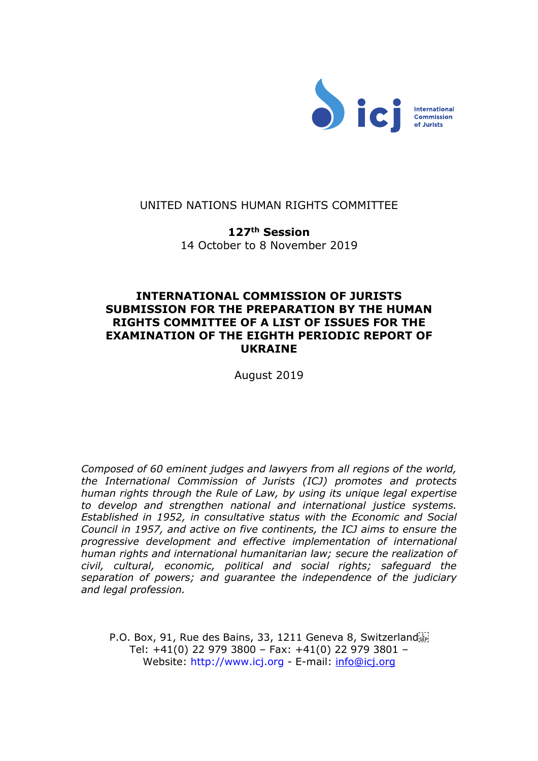International Commission of Jurists

UNITED NATIONS HUMAN RIGHTS COMMITTEE

**127th Session**
14 October to 8 November 2019

# INTERNATIONAL COMMISSION OF JURISTS SUBMISSION FOR THE PREPARATION BY THE HUMAN RIGHTS COMMITTEE OF A LIST OF ISSUES FOR THE EXAMINATION OF THE EIGHTH PERIODIC REPORT OF UKRAINE

August 2019

*Composed of 60 eminent judges and lawyers from all regions of the world, the International Commission of Jurists (ICJ) promotes and protects human rights through the Rule of Law, by using its unique legal expertise to develop and strengthen national and international justice systems. Established in 1952, in consultative status with the Economic and Social Council in 1957, and active on five continents, the ICJ aims to ensure the progressive development and effective implementation of international human rights and international humanitarian law; secure the realization of civil, cultural, economic, political and social rights; safeguard the separation of powers; and guarantee the independence of the judiciary and legal profession.*

P.O. Box, 91, Rue des Bains, 33, 1211 Geneva 8, Switzerland
Tel: +41(0) 22 979 3800 – Fax: +41(0) 22 979 3801 –
Website: http://www.icj.org - E-mail: info@icj.org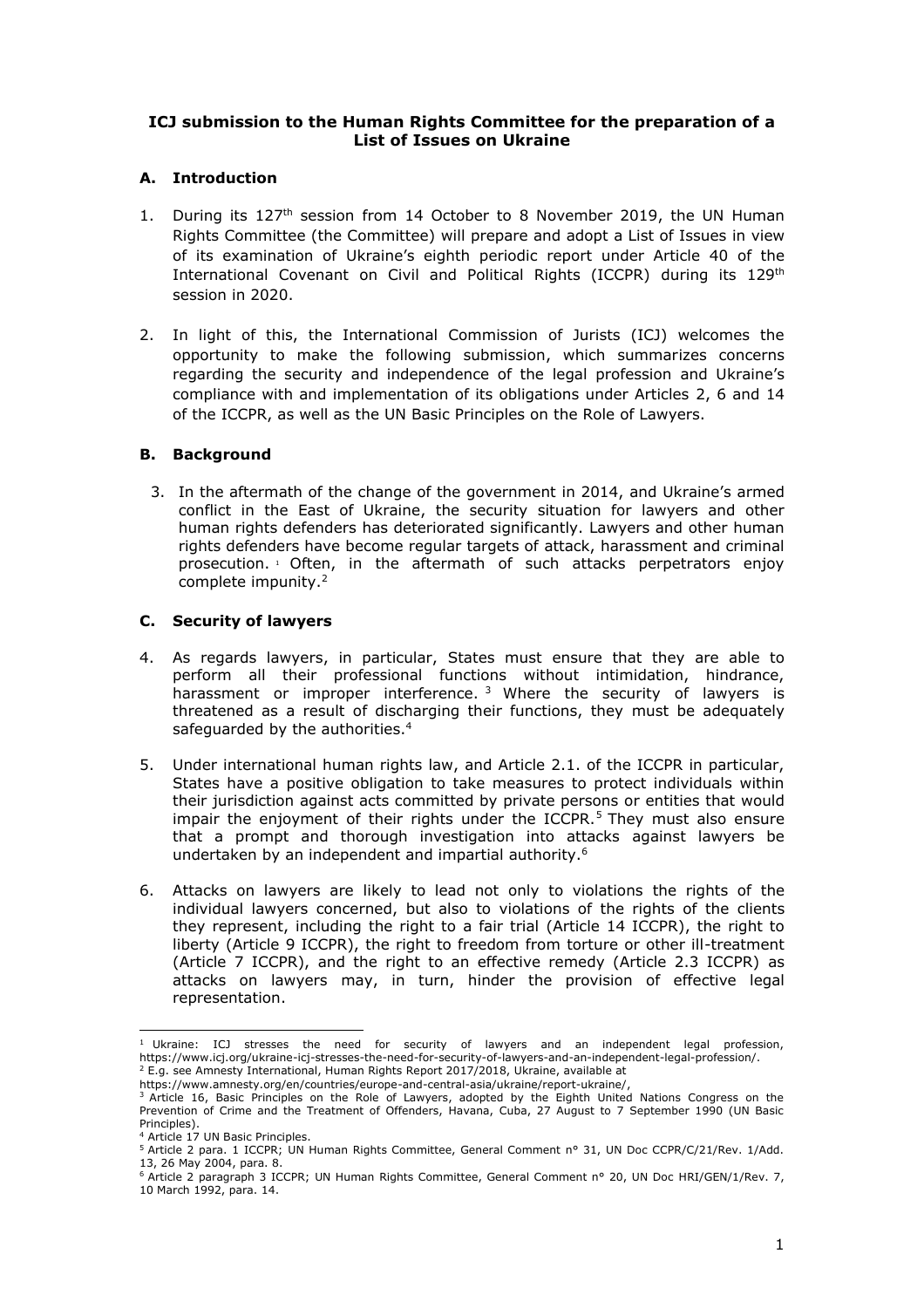**ICJ submission to the Human Rights Committee for the preparation of a List of Issues on Ukraine**

## A. Introduction

1. During its 127th session from 14 October to 8 November 2019, the UN Human Rights Committee (the Committee) will prepare and adopt a List of Issues in view of its examination of Ukraine's eighth periodic report under Article 40 of the International Covenant on Civil and Political Rights (ICCPR) during its 129th session in 2020.

2. In light of this, the International Commission of Jurists (ICJ) welcomes the opportunity to make the following submission, which summarizes concerns regarding the security and independence of the legal profession and Ukraine's compliance with and implementation of its obligations under Articles 2, 6 and 14 of the ICCPR, as well as the UN Basic Principles on the Role of Lawyers.

## B. Background

3. In the aftermath of the change of the government in 2014, and Ukraine's armed conflict in the East of Ukraine, the security situation for lawyers and other human rights defenders has deteriorated significantly. Lawyers and other human rights defenders have become regular targets of attack, harassment and criminal prosecution. [1] Often, in the aftermath of such attacks perpetrators enjoy complete impunity.[2]

## C. Security of lawyers

4. As regards lawyers, in particular, States must ensure that they are able to perform all their professional functions without intimidation, hindrance, harassment or improper interference. [3] Where the security of lawyers is threatened as a result of discharging their functions, they must be adequately safeguarded by the authorities.[4]

5. Under international human rights law, and Article 2.1. of the ICCPR in particular, States have a positive obligation to take measures to protect individuals within their jurisdiction against acts committed by private persons or entities that would impair the enjoyment of their rights under the ICCPR.[5] They must also ensure that a prompt and thorough investigation into attacks against lawyers be undertaken by an independent and impartial authority.[6]

6. Attacks on lawyers are likely to lead not only to violations the rights of the individual lawyers concerned, but also to violations of the rights of the clients they represent, including the right to a fair trial (Article 14 ICCPR), the right to liberty (Article 9 ICCPR), the right to freedom from torture or other ill-treatment (Article 7 ICCPR), and the right to an effective remedy (Article 2.3 ICCPR) as attacks on lawyers may, in turn, hinder the provision of effective legal representation.

---

[1] Ukraine: ICJ stresses the need for security of lawyers and an independent legal profession, https://www.icj.org/ukraine-icj-stresses-the-need-for-security-of-lawyers-and-an-independent-legal-profession/.

[2] E.g. see Amnesty International, Human Rights Report 2017/2018, Ukraine, available at https://www.amnesty.org/en/countries/europe-and-central-asia/ukraine/report-ukraine/,

[3] Article 16, Basic Principles on the Role of Lawyers, adopted by the Eighth United Nations Congress on the Prevention of Crime and the Treatment of Offenders, Havana, Cuba, 27 August to 7 September 1990 (UN Basic Principles).

[4] Article 17 UN Basic Principles.

[5] Article 2 para. 1 ICCPR; UN Human Rights Committee, General Comment n° 31, UN Doc CCPR/C/21/Rev. 1/Add. 13, 26 May 2004, para. 8.

[6] Article 2 paragraph 3 ICCPR; UN Human Rights Committee, General Comment n° 20, UN Doc HRI/GEN/1/Rev. 7, 10 March 1992, para. 14.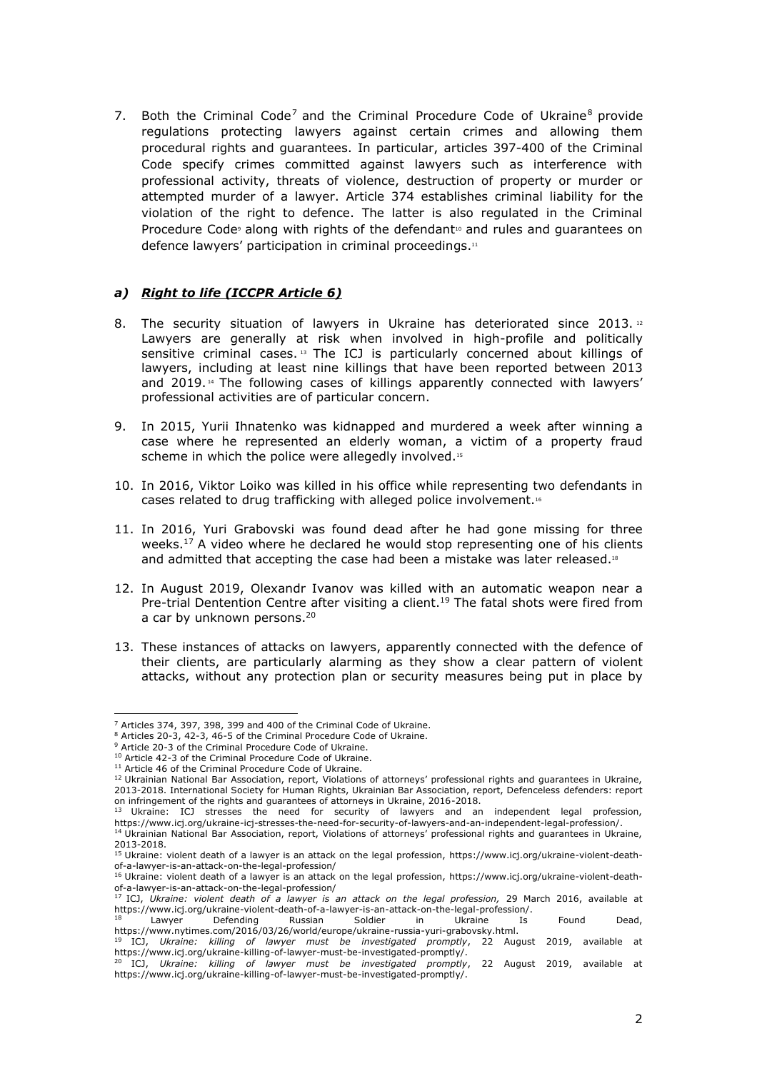7. Both the Criminal Code[7] and the Criminal Procedure Code of Ukraine[8] provide regulations protecting lawyers against certain crimes and allowing them procedural rights and guarantees. In particular, articles 397-400 of the Criminal Code specify crimes committed against lawyers such as interference with professional activity, threats of violence, destruction of property or murder or attempted murder of a lawyer. Article 374 establishes criminal liability for the violation of the right to defence. The latter is also regulated in the Criminal Procedure Code[9] along with rights of the defendant[10] and rules and guarantees on defence lawyers' participation in criminal proceedings.[11]

### *a) Right to life (ICCPR Article 6)*

8. The security situation of lawyers in Ukraine has deteriorated since 2013.[12] Lawyers are generally at risk when involved in high-profile and politically sensitive criminal cases.[13] The ICJ is particularly concerned about killings of lawyers, including at least nine killings that have been reported between 2013 and 2019.[14] The following cases of killings apparently connected with lawyers' professional activities are of particular concern.

9. In 2015, Yurii Ihnatenko was kidnapped and murdered a week after winning a case where he represented an elderly woman, a victim of a property fraud scheme in which the police were allegedly involved.[15]

10. In 2016, Viktor Loiko was killed in his office while representing two defendants in cases related to drug trafficking with alleged police involvement.[16]

11. In 2016, Yuri Grabovski was found dead after he had gone missing for three weeks.[17] A video where he declared he would stop representing one of his clients and admitted that accepting the case had been a mistake was later released.[18]

12. In August 2019, Olexandr Ivanov was killed with an automatic weapon near a Pre-trial Dentention Centre after visiting a client.[19] The fatal shots were fired from a car by unknown persons.[20]

13. These instances of attacks on lawyers, apparently connected with the defence of their clients, are particularly alarming as they show a clear pattern of violent attacks, without any protection plan or security measures being put in place by

---

[7] Articles 374, 397, 398, 399 and 400 of the Criminal Code of Ukraine.

[8] Articles 20-3, 42-3, 46-5 of the Criminal Procedure Code of Ukraine.

[9] Article 20-3 of the Criminal Procedure Code of Ukraine.

[10] Article 42-3 of the Criminal Procedure Code of Ukraine.

[11] Article 46 of the Criminal Procedure Code of Ukraine.

[12] Ukrainian National Bar Association, report, Violations of attorneys' professional rights and guarantees in Ukraine, 2013-2018. International Society for Human Rights, Ukrainian Bar Association, report, Defenceless defenders: report on infringement of the rights and guarantees of attorneys in Ukraine, 2016-2018.

[13] Ukraine: ICJ stresses the need for security of lawyers and an independent legal profession, https://www.icj.org/ukraine-icj-stresses-the-need-for-security-of-lawyers-and-an-independent-legal-profession/.

[14] Ukrainian National Bar Association, report, Violations of attorneys' professional rights and guarantees in Ukraine, 2013-2018.

[15] Ukraine: violent death of a lawyer is an attack on the legal profession, https://www.icj.org/ukraine-violent-death-of-a-lawyer-is-an-attack-on-the-legal-profession/

[16] Ukraine: violent death of a lawyer is an attack on the legal profession, https://www.icj.org/ukraine-violent-death-of-a-lawyer-is-an-attack-on-the-legal-profession/

[17] ICJ, *Ukraine: violent death of a lawyer is an attack on the legal profession,* 29 March 2016, available at https://www.icj.org/ukraine-violent-death-of-a-lawyer-is-an-attack-on-the-legal-profession/.

[18] Lawyer Defending Russian Soldier in Ukraine Is Found Dead, https://www.nytimes.com/2016/03/26/world/europe/ukraine-russia-yuri-grabovsky.html.

[19] ICJ, *Ukraine: killing of lawyer must be investigated promptly*, 22 August 2019, available at https://www.icj.org/ukraine-killing-of-lawyer-must-be-investigated-promptly/.

[20] ICJ, *Ukraine: killing of lawyer must be investigated promptly*, 22 August 2019, available at https://www.icj.org/ukraine-killing-of-lawyer-must-be-investigated-promptly/.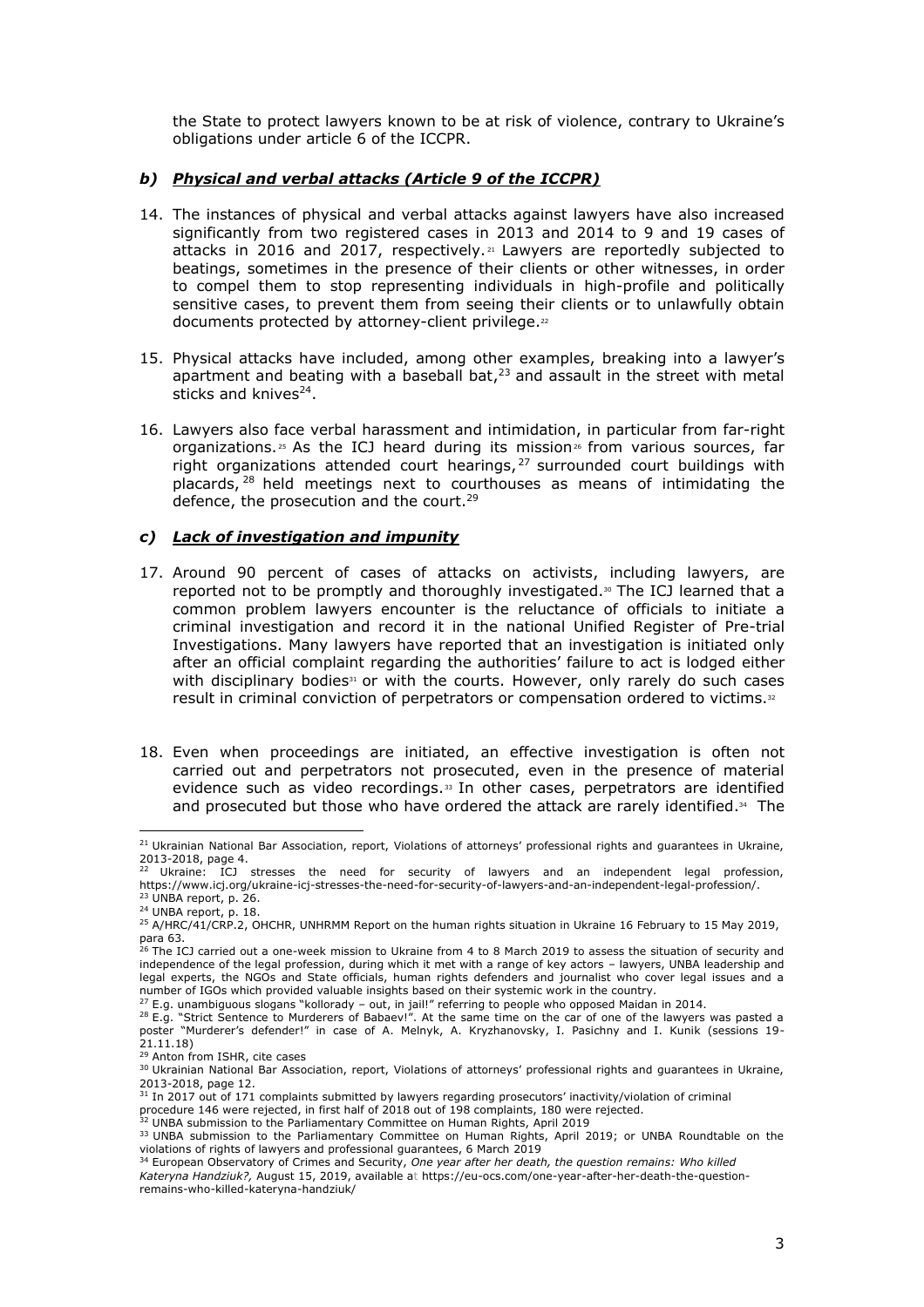the State to protect lawyers known to be at risk of violence, contrary to Ukraine's obligations under article 6 of the ICCPR.

### *b) Physical and verbal attacks (Article 9 of the ICCPR)*

14. The instances of physical and verbal attacks against lawyers have also increased significantly from two registered cases in 2013 and 2014 to 9 and 19 cases of attacks in 2016 and 2017, respectively.[21] Lawyers are reportedly subjected to beatings, sometimes in the presence of their clients or other witnesses, in order to compel them to stop representing individuals in high-profile and politically sensitive cases, to prevent them from seeing their clients or to unlawfully obtain documents protected by attorney-client privilege.[22]

15. Physical attacks have included, among other examples, breaking into a lawyer's apartment and beating with a baseball bat,[23] and assault in the street with metal sticks and knives[24].

16. Lawyers also face verbal harassment and intimidation, in particular from far-right organizations.[25] As the ICJ heard during its mission[26] from various sources, far right organizations attended court hearings,[27] surrounded court buildings with placards,[28] held meetings next to courthouses as means of intimidating the defence, the prosecution and the court.[29]

### *c) Lack of investigation and impunity*

17. Around 90 percent of cases of attacks on activists, including lawyers, are reported not to be promptly and thoroughly investigated.[30] The ICJ learned that a common problem lawyers encounter is the reluctance of officials to initiate a criminal investigation and record it in the national Unified Register of Pre-trial Investigations. Many lawyers have reported that an investigation is initiated only after an official complaint regarding the authorities' failure to act is lodged either with disciplinary bodies[31] or with the courts. However, only rarely do such cases result in criminal conviction of perpetrators or compensation ordered to victims.[32]

18. Even when proceedings are initiated, an effective investigation is often not carried out and perpetrators not prosecuted, even in the presence of material evidence such as video recordings.[33] In other cases, perpetrators are identified and prosecuted but those who have ordered the attack are rarely identified.[34] The

---

[21] Ukrainian National Bar Association, report, Violations of attorneys' professional rights and guarantees in Ukraine, 2013-2018, page 4.

[22] Ukraine: ICJ stresses the need for security of lawyers and an independent legal profession, https://www.icj.org/ukraine-icj-stresses-the-need-for-security-of-lawyers-and-an-independent-legal-profession/.

[23] UNBA report, p. 26.

[24] UNBA report, p. 18.

[25] A/HRC/41/CRP.2, OHCHR, UNHRMM Report on the human rights situation in Ukraine 16 February to 15 May 2019, para 63.

[26] The ICJ carried out a one-week mission to Ukraine from 4 to 8 March 2019 to assess the situation of security and independence of the legal profession, during which it met with a range of key actors – lawyers, UNBA leadership and legal experts, the NGOs and State officials, human rights defenders and journalist who cover legal issues and a number of IGOs which provided valuable insights based on their systemic work in the country.

[27] E.g. unambiguous slogans "kollorady – out, in jail!" referring to people who opposed Maidan in 2014.

[28] E.g. "Strict Sentence to Murderers of Babaev!". At the same time on the car of one of the lawyers was pasted a poster "Murderer's defender!" in case of A. Melnyk, A. Kryzhanovsky, I. Pasichny and I. Kunik (sessions 19-21.11.18)

[29] Anton from ISHR, cite cases

[30] Ukrainian National Bar Association, report, Violations of attorneys' professional rights and guarantees in Ukraine, 2013-2018, page 12.

[31] In 2017 out of 171 complaints submitted by lawyers regarding prosecutors' inactivity/violation of criminal procedure 146 were rejected, in first half of 2018 out of 198 complaints, 180 were rejected.

[32] UNBA submission to the Parliamentary Committee on Human Rights, April 2019

[33] UNBA submission to the Parliamentary Committee on Human Rights, April 2019; or UNBA Roundtable on the violations of rights of lawyers and professional guarantees, 6 March 2019

[34] European Observatory of Crimes and Security, *One year after her death, the question remains: Who killed Kateryna Handziuk?,* August 15, 2019, available at https://eu-ocs.com/one-year-after-her-death-the-question-remains-who-killed-kateryna-handziuk/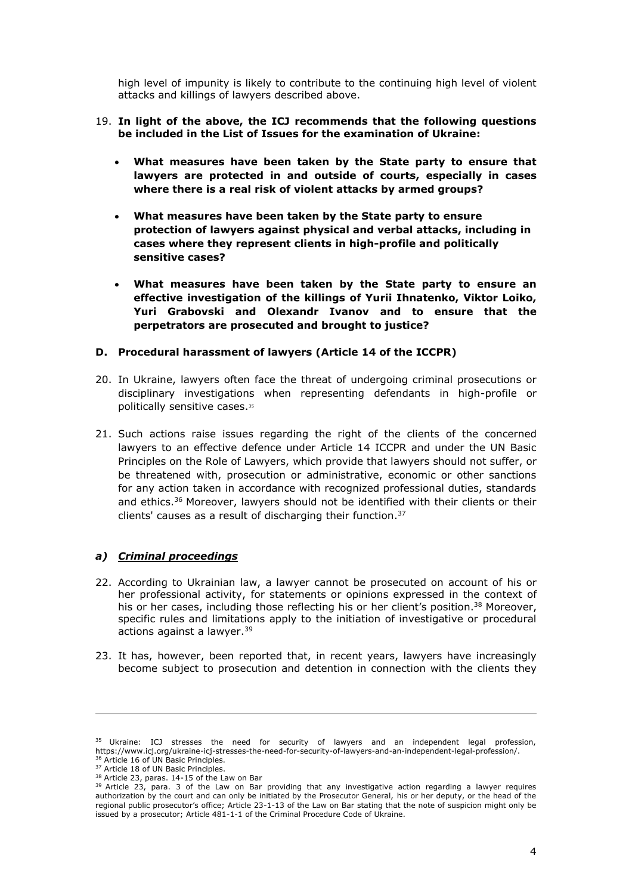high level of impunity is likely to contribute to the continuing high level of violent attacks and killings of lawyers described above.

19. **In light of the above, the ICJ recommends that the following questions be included in the List of Issues for the examination of Ukraine:**

    - **What measures have been taken by the State party to ensure that lawyers are protected in and outside of courts, especially in cases where there is a real risk of violent attacks by armed groups?**

    - **What measures have been taken by the State party to ensure protection of lawyers against physical and verbal attacks, including in cases where they represent clients in high-profile and politically sensitive cases?**

    - **What measures have been taken by the State party to ensure an effective investigation of the killings of Yurii Ihnatenko, Viktor Loiko, Yuri Grabovski and Olexandr Ivanov and to ensure that the perpetrators are prosecuted and brought to justice?**

### D. Procedural harassment of lawyers (Article 14 of the ICCPR)

20. In Ukraine, lawyers often face the threat of undergoing criminal prosecutions or disciplinary investigations when representing defendants in high-profile or politically sensitive cases.[35]

21. Such actions raise issues regarding the right of the clients of the concerned lawyers to an effective defence under Article 14 ICCPR and under the UN Basic Principles on the Role of Lawyers, which provide that lawyers should not suffer, or be threatened with, prosecution or administrative, economic or other sanctions for any action taken in accordance with recognized professional duties, standards and ethics.[36] Moreover, lawyers should not be identified with their clients or their clients' causes as a result of discharging their function.[37]

#### *a) Criminal proceedings*

22. According to Ukrainian law, a lawyer cannot be prosecuted on account of his or her professional activity, for statements or opinions expressed in the context of his or her cases, including those reflecting his or her client's position.[38] Moreover, specific rules and limitations apply to the initiation of investigative or procedural actions against a lawyer.[39]

23. It has, however, been reported that, in recent years, lawyers have increasingly become subject to prosecution and detention in connection with the clients they

---

[35] Ukraine: ICJ stresses the need for security of lawyers and an independent legal profession, https://www.icj.org/ukraine-icj-stresses-the-need-for-security-of-lawyers-and-an-independent-legal-profession/.

[36] Article 16 of UN Basic Principles.

[37] Article 18 of UN Basic Principles.

[38] Article 23, paras. 14-15 of the Law on Bar

[39] Article 23, para. 3 of the Law on Bar providing that any investigative action regarding a lawyer requires authorization by the court and can only be initiated by the Prosecutor General, his or her deputy, or the head of the regional public prosecutor's office; Article 23-1-13 of the Law on Bar stating that the note of suspicion might only be issued by a prosecutor; Article 481-1-1 of the Criminal Procedure Code of Ukraine.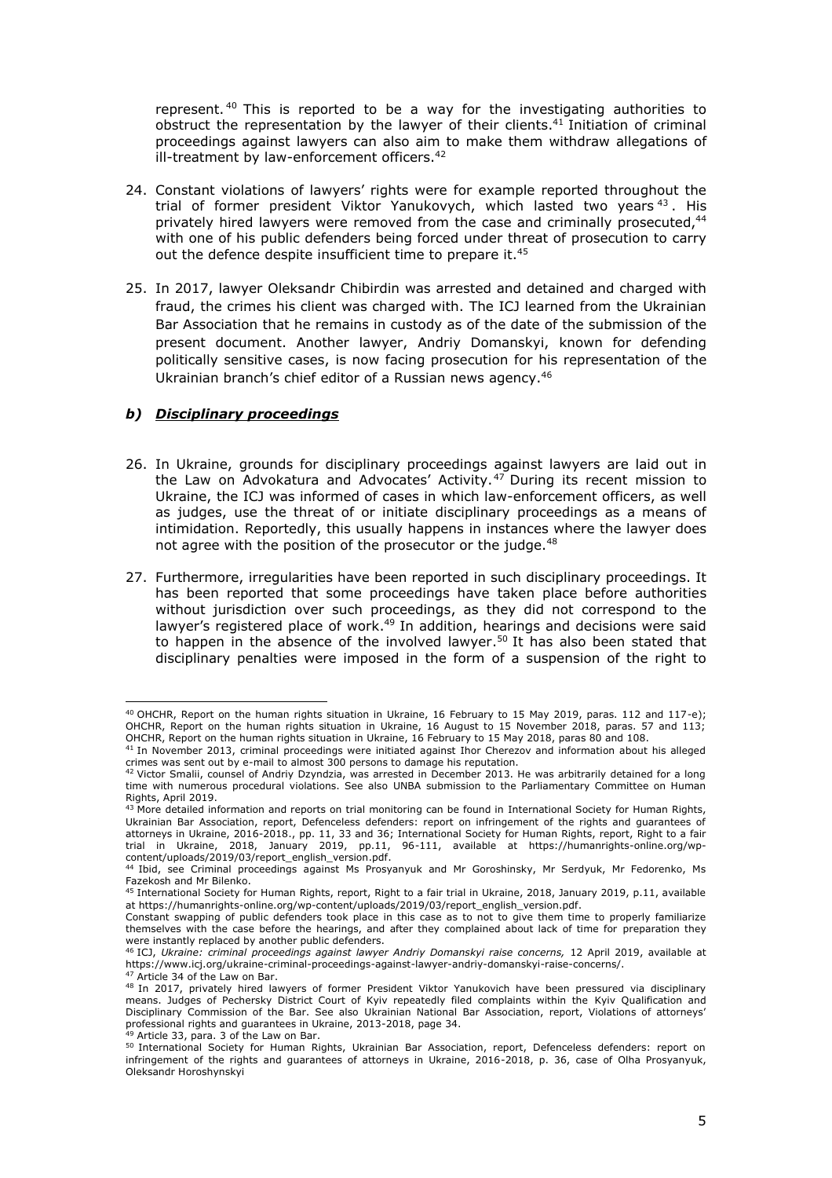represent.[40] This is reported to be a way for the investigating authorities to obstruct the representation by the lawyer of their clients.[41] Initiation of criminal proceedings against lawyers can also aim to make them withdraw allegations of ill-treatment by law-enforcement officers.[42]

24. Constant violations of lawyers' rights were for example reported throughout the trial of former president Viktor Yanukovych, which lasted two years[43]. His privately hired lawyers were removed from the case and criminally prosecuted,[44] with one of his public defenders being forced under threat of prosecution to carry out the defence despite insufficient time to prepare it.[45]

25. In 2017, lawyer Oleksandr Chibirdin was arrested and detained and charged with fraud, the crimes his client was charged with. The ICJ learned from the Ukrainian Bar Association that he remains in custody as of the date of the submission of the present document. Another lawyer, Andriy Domanskyi, known for defending politically sensitive cases, is now facing prosecution for his representation of the Ukrainian branch's chief editor of a Russian news agency.[46]

### *b) Disciplinary proceedings*

26. In Ukraine, grounds for disciplinary proceedings against lawyers are laid out in the Law on Advokatura and Advocates' Activity.[47] During its recent mission to Ukraine, the ICJ was informed of cases in which law-enforcement officers, as well as judges, use the threat of or initiate disciplinary proceedings as a means of intimidation. Reportedly, this usually happens in instances where the lawyer does not agree with the position of the prosecutor or the judge.[48]

27. Furthermore, irregularities have been reported in such disciplinary proceedings. It has been reported that some proceedings have taken place before authorities without jurisdiction over such proceedings, as they did not correspond to the lawyer's registered place of work.[49] In addition, hearings and decisions were said to happen in the absence of the involved lawyer.[50] It has also been stated that disciplinary penalties were imposed in the form of a suspension of the right to

---

[40] OHCHR, Report on the human rights situation in Ukraine, 16 February to 15 May 2019, paras. 112 and 117-e); OHCHR, Report on the human rights situation in Ukraine, 16 August to 15 November 2018, paras. 57 and 113; OHCHR, Report on the human rights situation in Ukraine, 16 February to 15 May 2018, paras 80 and 108.

[41] In November 2013, criminal proceedings were initiated against Ihor Cherezov and information about his alleged crimes was sent out by e-mail to almost 300 persons to damage his reputation.

[42] Victor Smalii, counsel of Andriy Dzyndzia, was arrested in December 2013. He was arbitrarily detained for a long time with numerous procedural violations. See also UNBA submission to the Parliamentary Committee on Human Rights, April 2019.

[43] More detailed information and reports on trial monitoring can be found in International Society for Human Rights, Ukrainian Bar Association, report, Defenceless defenders: report on infringement of the rights and guarantees of attorneys in Ukraine, 2016-2018., pp. 11, 33 and 36; International Society for Human Rights, report, Right to a fair trial in Ukraine, 2018, January 2019, pp.11, 96-111, available at https://humanrights-online.org/wp-content/uploads/2019/03/report_english_version.pdf.

[44] Ibid, see Criminal proceedings against Ms Prosyanyuk and Mr Goroshinsky, Mr Serdyuk, Mr Fedorenko, Ms Fazekosh and Mr Bilenko.

[45] International Society for Human Rights, report, Right to a fair trial in Ukraine, 2018, January 2019, p.11, available at https://humanrights-online.org/wp-content/uploads/2019/03/report_english_version.pdf.
Constant swapping of public defenders took place in this case as to not to give them time to properly familiarize themselves with the case before the hearings, and after they complained about lack of time for preparation they were instantly replaced by another public defenders.

[46] ICJ, *Ukraine: criminal proceedings against lawyer Andriy Domanskyi raise concerns,* 12 April 2019, available at https://www.icj.org/ukraine-criminal-proceedings-against-lawyer-andriy-domanskyi-raise-concerns/.

[47] Article 34 of the Law on Bar.

[48] In 2017, privately hired lawyers of former President Viktor Yanukovich have been pressured via disciplinary means. Judges of Pechersky District Court of Kyiv repeatedly filed complaints within the Kyiv Qualification and Disciplinary Commission of the Bar. See also Ukrainian National Bar Association, report, Violations of attorneys' professional rights and guarantees in Ukraine, 2013-2018, page 34.

[49] Article 33, para. 3 of the Law on Bar.

[50] International Society for Human Rights, Ukrainian Bar Association, report, Defenceless defenders: report on infringement of the rights and guarantees of attorneys in Ukraine, 2016-2018, p. 36, case of Olha Prosyanyuk, Oleksandr Horoshynskyi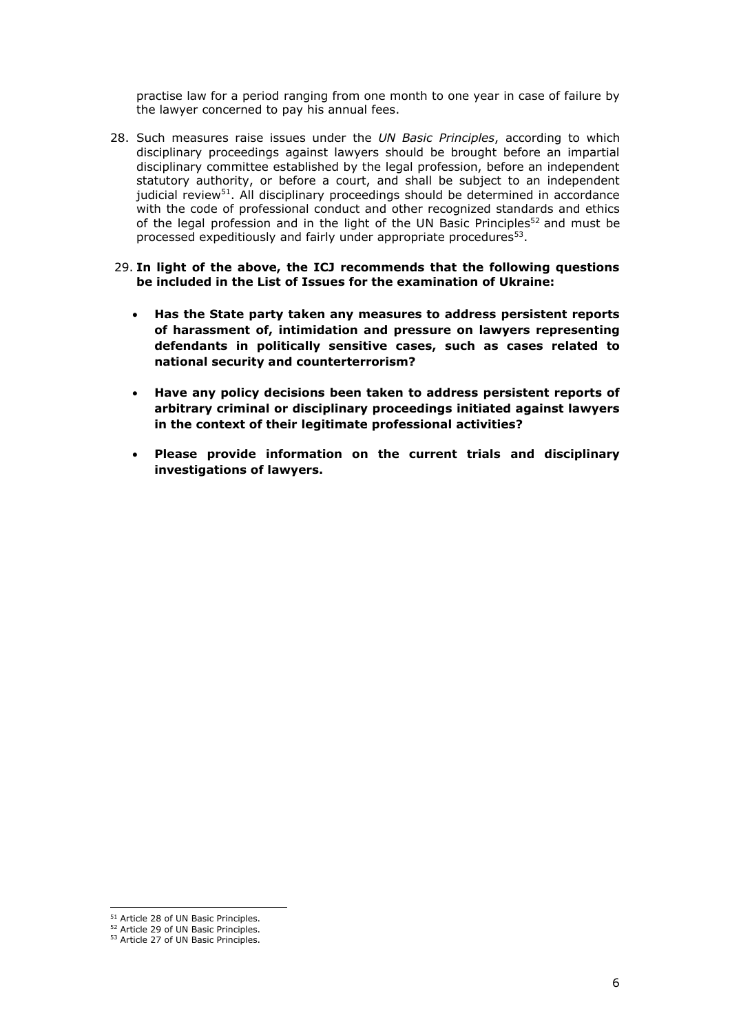practise law for a period ranging from one month to one year in case of failure by the lawyer concerned to pay his annual fees.

28. Such measures raise issues under the *UN Basic Principles*, according to which disciplinary proceedings against lawyers should be brought before an impartial disciplinary committee established by the legal profession, before an independent statutory authority, or before a court, and shall be subject to an independent judicial review[51]. All disciplinary proceedings should be determined in accordance with the code of professional conduct and other recognized standards and ethics of the legal profession and in the light of the UN Basic Principles[52] and must be processed expeditiously and fairly under appropriate procedures[53].

29. **In light of the above, the ICJ recommends that the following questions be included in the List of Issues for the examination of Ukraine:**

- **Has the State party taken any measures to address persistent reports of harassment of, intimidation and pressure on lawyers representing defendants in politically sensitive cases, such as cases related to national security and counterterrorism?**
- **Have any policy decisions been taken to address persistent reports of arbitrary criminal or disciplinary proceedings initiated against lawyers in the context of their legitimate professional activities?**
- **Please provide information on the current trials and disciplinary investigations of lawyers.**

---

[51] Article 28 of UN Basic Principles.

[52] Article 29 of UN Basic Principles.

[53] Article 27 of UN Basic Principles.